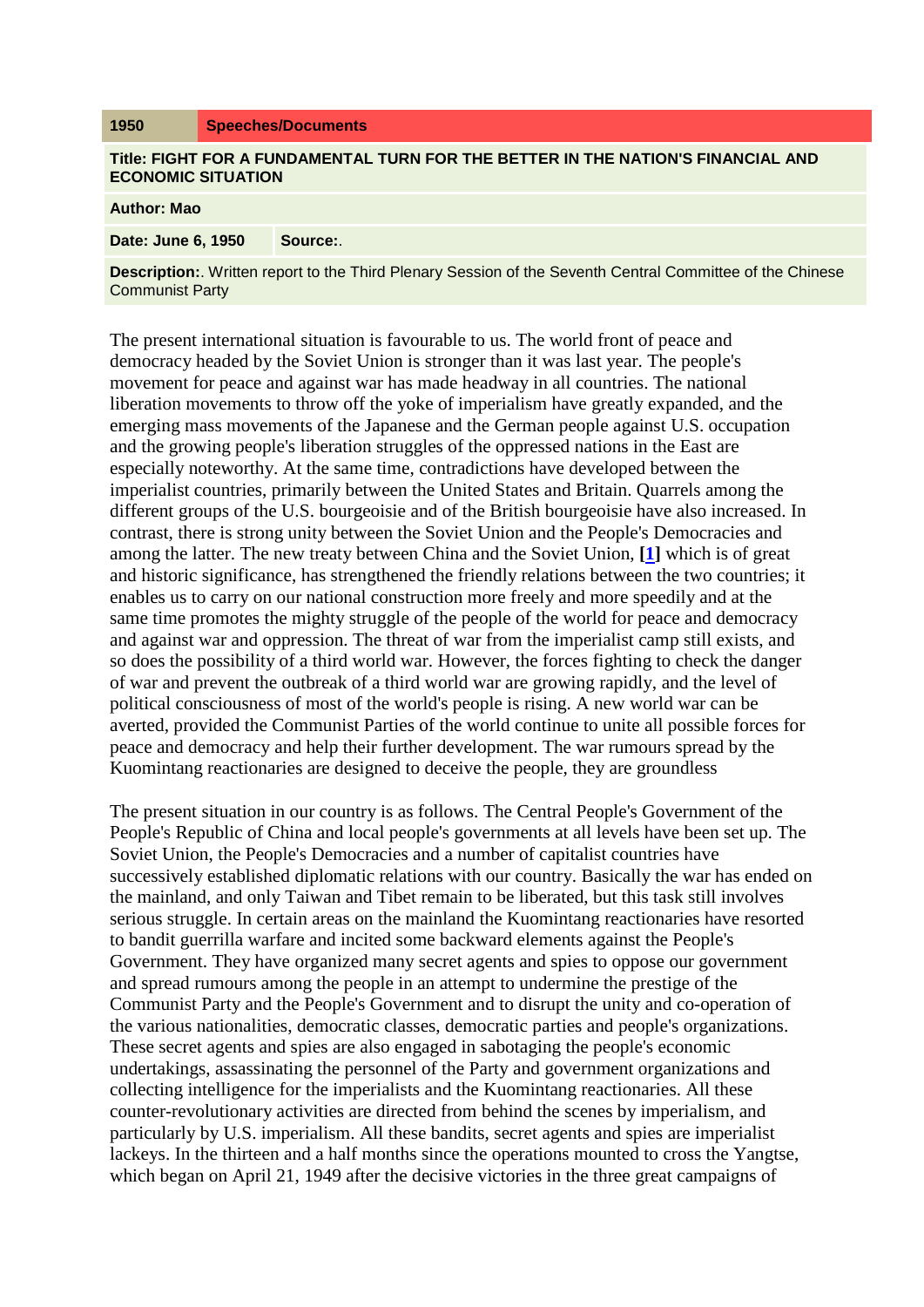| 1950 | Speeches/Documents |
| --- | --- |

**Title: FIGHT FOR A FUNDAMENTAL TURN FOR THE BETTER IN THE NATION'S FINANCIAL AND ECONOMIC SITUATION**

**Author: Mao**

**Date: June 6, 1950** **Source:**.

**Description:**. Written report to the Third Plenary Session of the Seventh Central Committee of the Chinese Communist Party

The present international situation is favourable to us. The world front of peace and democracy headed by the Soviet Union is stronger than it was last year. The people's movement for peace and against war has made headway in all countries. The national liberation movements to throw off the yoke of imperialism have greatly expanded, and the emerging mass movements of the Japanese and the German people against U.S. occupation and the growing people's liberation struggles of the oppressed nations in the East are especially noteworthy. At the same time, contradictions have developed between the imperialist countries, primarily between the United States and Britain. Quarrels among the different groups of the U.S. bourgeoisie and of the British bourgeoisie have also increased. In contrast, there is strong unity between the Soviet Union and the People's Democracies and among the latter. The new treaty between China and the Soviet Union, **[1]** which is of great and historic significance, has strengthened the friendly relations between the two countries; it enables us to carry on our national construction more freely and more speedily and at the same time promotes the mighty struggle of the people of the world for peace and democracy and against war and oppression. The threat of war from the imperialist camp still exists, and so does the possibility of a third world war. However, the forces fighting to check the danger of war and prevent the outbreak of a third world war are growing rapidly, and the level of political consciousness of most of the world's people is rising. A new world war can be averted, provided the Communist Parties of the world continue to unite all possible forces for peace and democracy and help their further development. The war rumours spread by the Kuomintang reactionaries are designed to deceive the people, they are groundless

The present situation in our country is as follows. The Central People's Government of the People's Republic of China and local people's governments at all levels have been set up. The Soviet Union, the People's Democracies and a number of capitalist countries have successively established diplomatic relations with our country. Basically the war has ended on the mainland, and only Taiwan and Tibet remain to be liberated, but this task still involves serious struggle. In certain areas on the mainland the Kuomintang reactionaries have resorted to bandit guerrilla warfare and incited some backward elements against the People's Government. They have organized many secret agents and spies to oppose our government and spread rumours among the people in an attempt to undermine the prestige of the Communist Party and the People's Government and to disrupt the unity and co-operation of the various nationalities, democratic classes, democratic parties and people's organizations. These secret agents and spies are also engaged in sabotaging the people's economic undertakings, assassinating the personnel of the Party and government organizations and collecting intelligence for the imperialists and the Kuomintang reactionaries. All these counter-revolutionary activities are directed from behind the scenes by imperialism, and particularly by U.S. imperialism. All these bandits, secret agents and spies are imperialist lackeys. In the thirteen and a half months since the operations mounted to cross the Yangtse, which began on April 21, 1949 after the decisive victories in the three great campaigns of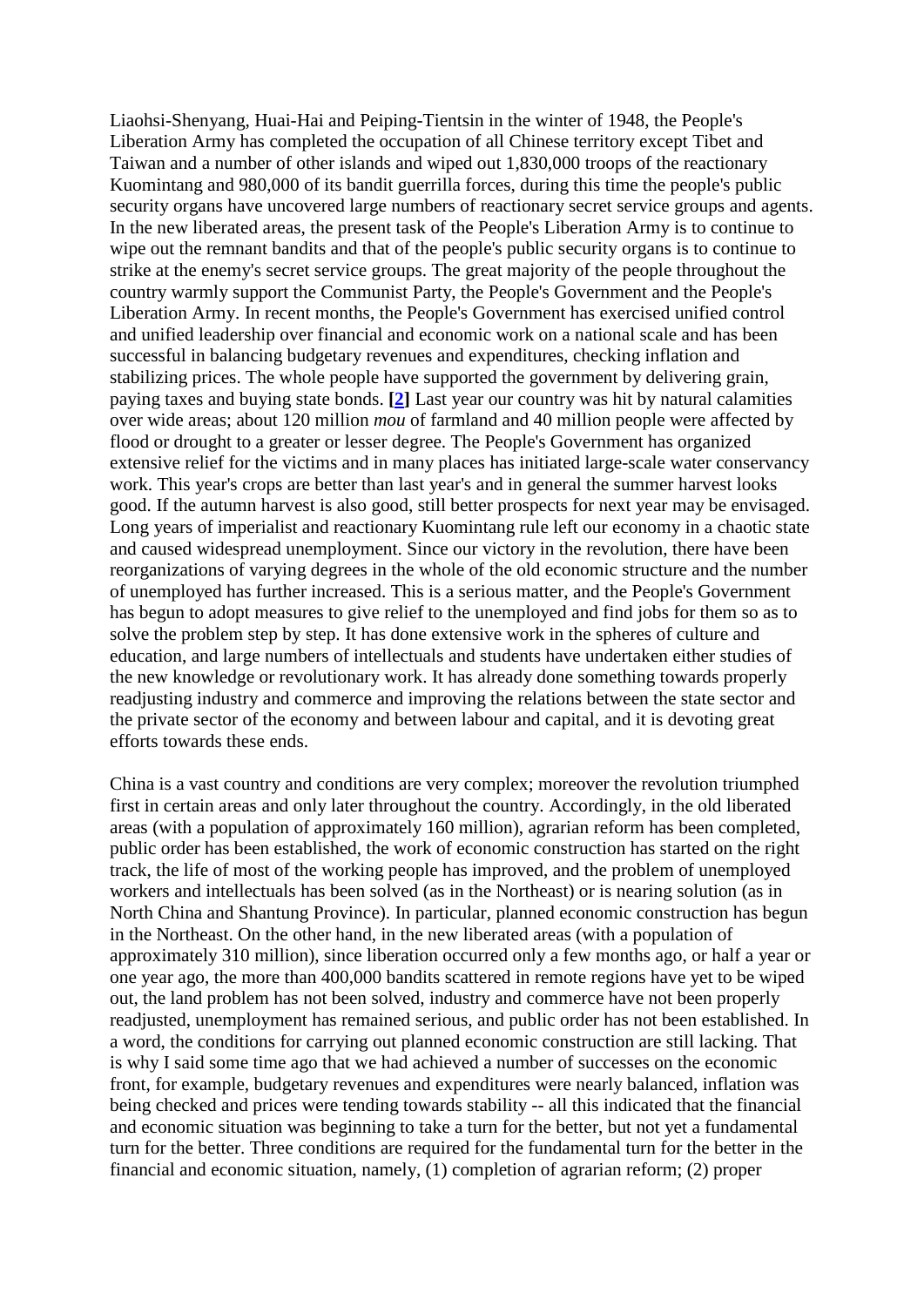Liaohsi-Shenyang, Huai-Hai and Peiping-Tientsin in the winter of 1948, the People's Liberation Army has completed the occupation of all Chinese territory except Tibet and Taiwan and a number of other islands and wiped out 1,830,000 troops of the reactionary Kuomintang and 980,000 of its bandit guerrilla forces, during this time the people's public security organs have uncovered large numbers of reactionary secret service groups and agents. In the new liberated areas, the present task of the People's Liberation Army is to continue to wipe out the remnant bandits and that of the people's public security organs is to continue to strike at the enemy's secret service groups. The great majority of the people throughout the country warmly support the Communist Party, the People's Government and the People's Liberation Army. In recent months, the People's Government has exercised unified control and unified leadership over financial and economic work on a national scale and has been successful in balancing budgetary revenues and expenditures, checking inflation and stabilizing prices. The whole people have supported the government by delivering grain, paying taxes and buying state bonds. **[2]** Last year our country was hit by natural calamities over wide areas; about 120 million *mou* of farmland and 40 million people were affected by flood or drought to a greater or lesser degree. The People's Government has organized extensive relief for the victims and in many places has initiated large-scale water conservancy work. This year's crops are better than last year's and in general the summer harvest looks good. If the autumn harvest is also good, still better prospects for next year may be envisaged. Long years of imperialist and reactionary Kuomintang rule left our economy in a chaotic state and caused widespread unemployment. Since our victory in the revolution, there have been reorganizations of varying degrees in the whole of the old economic structure and the number of unemployed has further increased. This is a serious matter, and the People's Government has begun to adopt measures to give relief to the unemployed and find jobs for them so as to solve the problem step by step. It has done extensive work in the spheres of culture and education, and large numbers of intellectuals and students have undertaken either studies of the new knowledge or revolutionary work. It has already done something towards properly readjusting industry and commerce and improving the relations between the state sector and the private sector of the economy and between labour and capital, and it is devoting great efforts towards these ends.

China is a vast country and conditions are very complex; moreover the revolution triumphed first in certain areas and only later throughout the country. Accordingly, in the old liberated areas (with a population of approximately 160 million), agrarian reform has been completed, public order has been established, the work of economic construction has started on the right track, the life of most of the working people has improved, and the problem of unemployed workers and intellectuals has been solved (as in the Northeast) or is nearing solution (as in North China and Shantung Province). In particular, planned economic construction has begun in the Northeast. On the other hand, in the new liberated areas (with a population of approximately 310 million), since liberation occurred only a few months ago, or half a year or one year ago, the more than 400,000 bandits scattered in remote regions have yet to be wiped out, the land problem has not been solved, industry and commerce have not been properly readjusted, unemployment has remained serious, and public order has not been established. In a word, the conditions for carrying out planned economic construction are still lacking. That is why I said some time ago that we had achieved a number of successes on the economic front, for example, budgetary revenues and expenditures were nearly balanced, inflation was being checked and prices were tending towards stability -- all this indicated that the financial and economic situation was beginning to take a turn for the better, but not yet a fundamental turn for the better. Three conditions are required for the fundamental turn for the better in the financial and economic situation, namely, (1) completion of agrarian reform; (2) proper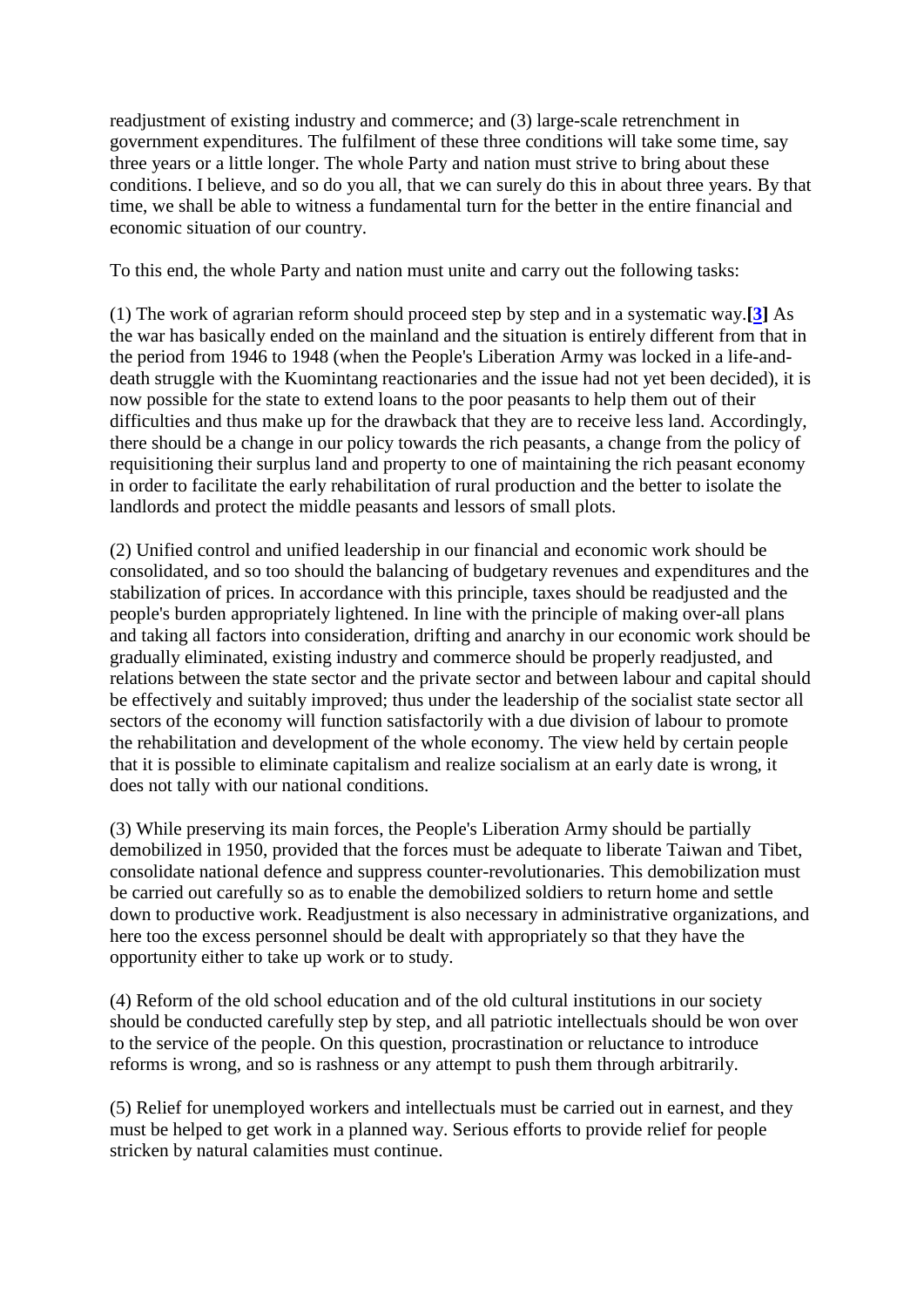readjustment of existing industry and commerce; and (3) large-scale retrenchment in government expenditures. The fulfilment of these three conditions will take some time, say three years or a little longer. The whole Party and nation must strive to bring about these conditions. I believe, and so do you all, that we can surely do this in about three years. By that time, we shall be able to witness a fundamental turn for the better in the entire financial and economic situation of our country.

To this end, the whole Party and nation must unite and carry out the following tasks:

(1) The work of agrarian reform should proceed step by step and in a systematic way.**[3]** As the war has basically ended on the mainland and the situation is entirely different from that in the period from 1946 to 1948 (when the People's Liberation Army was locked in a life-and-death struggle with the Kuomintang reactionaries and the issue had not yet been decided), it is now possible for the state to extend loans to the poor peasants to help them out of their difficulties and thus make up for the drawback that they are to receive less land. Accordingly, there should be a change in our policy towards the rich peasants, a change from the policy of requisitioning their surplus land and property to one of maintaining the rich peasant economy in order to facilitate the early rehabilitation of rural production and the better to isolate the landlords and protect the middle peasants and lessors of small plots.

(2) Unified control and unified leadership in our financial and economic work should be consolidated, and so too should the balancing of budgetary revenues and expenditures and the stabilization of prices. In accordance with this principle, taxes should be readjusted and the people's burden appropriately lightened. In line with the principle of making over-all plans and taking all factors into consideration, drifting and anarchy in our economic work should be gradually eliminated, existing industry and commerce should be properly readjusted, and relations between the state sector and the private sector and between labour and capital should be effectively and suitably improved; thus under the leadership of the socialist state sector all sectors of the economy will function satisfactorily with a due division of labour to promote the rehabilitation and development of the whole economy. The view held by certain people that it is possible to eliminate capitalism and realize socialism at an early date is wrong, it does not tally with our national conditions.

(3) While preserving its main forces, the People's Liberation Army should be partially demobilized in 1950, provided that the forces must be adequate to liberate Taiwan and Tibet, consolidate national defence and suppress counter-revolutionaries. This demobilization must be carried out carefully so as to enable the demobilized soldiers to return home and settle down to productive work. Readjustment is also necessary in administrative organizations, and here too the excess personnel should be dealt with appropriately so that they have the opportunity either to take up work or to study.

(4) Reform of the old school education and of the old cultural institutions in our society should be conducted carefully step by step, and all patriotic intellectuals should be won over to the service of the people. On this question, procrastination or reluctance to introduce reforms is wrong, and so is rashness or any attempt to push them through arbitrarily.

(5) Relief for unemployed workers and intellectuals must be carried out in earnest, and they must be helped to get work in a planned way. Serious efforts to provide relief for people stricken by natural calamities must continue.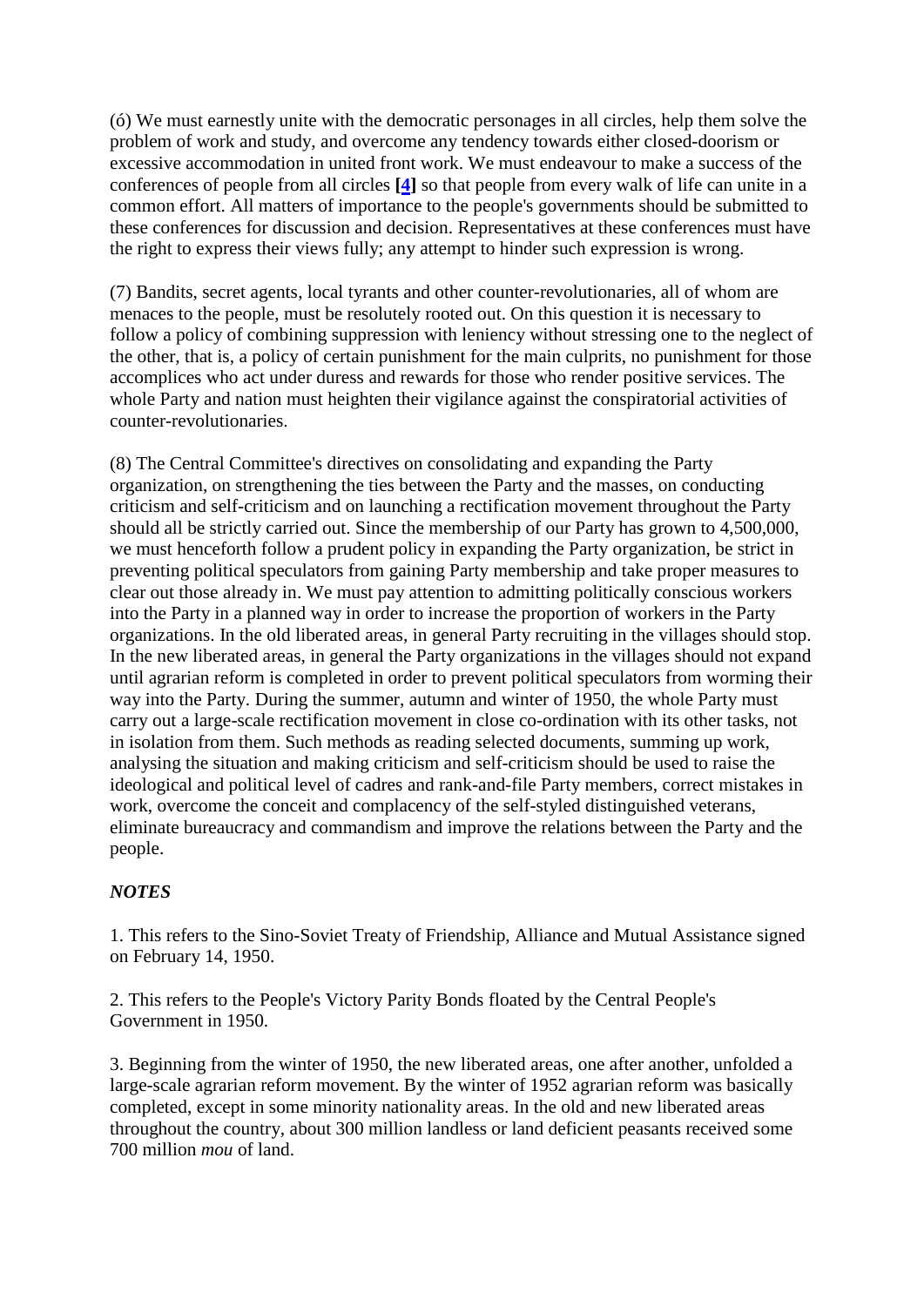(ó) We must earnestly unite with the democratic personages in all circles, help them solve the problem of work and study, and overcome any tendency towards either closed-doorism or excessive accommodation in united front work. We must endeavour to make a success of the conferences of people from all circles **[4]** so that people from every walk of life can unite in a common effort. All matters of importance to the people's governments should be submitted to these conferences for discussion and decision. Representatives at these conferences must have the right to express their views fully; any attempt to hinder such expression is wrong.

(7) Bandits, secret agents, local tyrants and other counter-revolutionaries, all of whom are menaces to the people, must be resolutely rooted out. On this question it is necessary to follow a policy of combining suppression with leniency without stressing one to the neglect of the other, that is, a policy of certain punishment for the main culprits, no punishment for those accomplices who act under duress and rewards for those who render positive services. The whole Party and nation must heighten their vigilance against the conspiratorial activities of counter-revolutionaries.

(8) The Central Committee's directives on consolidating and expanding the Party organization, on strengthening the ties between the Party and the masses, on conducting criticism and self-criticism and on launching a rectification movement throughout the Party should all be strictly carried out. Since the membership of our Party has grown to 4,500,000, we must henceforth follow a prudent policy in expanding the Party organization, be strict in preventing political speculators from gaining Party membership and take proper measures to clear out those already in. We must pay attention to admitting politically conscious workers into the Party in a planned way in order to increase the proportion of workers in the Party organizations. In the old liberated areas, in general Party recruiting in the villages should stop. In the new liberated areas, in general the Party organizations in the villages should not expand until agrarian reform is completed in order to prevent political speculators from worming their way into the Party. During the summer, autumn and winter of 1950, the whole Party must carry out a large-scale rectification movement in close co-ordination with its other tasks, not in isolation from them. Such methods as reading selected documents, summing up work, analysing the situation and making criticism and self-criticism should be used to raise the ideological and political level of cadres and rank-and-file Party members, correct mistakes in work, overcome the conceit and complacency of the self-styled distinguished veterans, eliminate bureaucracy and commandism and improve the relations between the Party and the people.

***NOTES***

1. This refers to the Sino-Soviet Treaty of Friendship, Alliance and Mutual Assistance signed on February 14, 1950.

2. This refers to the People's Victory Parity Bonds floated by the Central People's Government in 1950.

3. Beginning from the winter of 1950, the new liberated areas, one after another, unfolded a large-scale agrarian reform movement. By the winter of 1952 agrarian reform was basically completed, except in some minority nationality areas. In the old and new liberated areas throughout the country, about 300 million landless or land deficient peasants received some 700 million *mou* of land.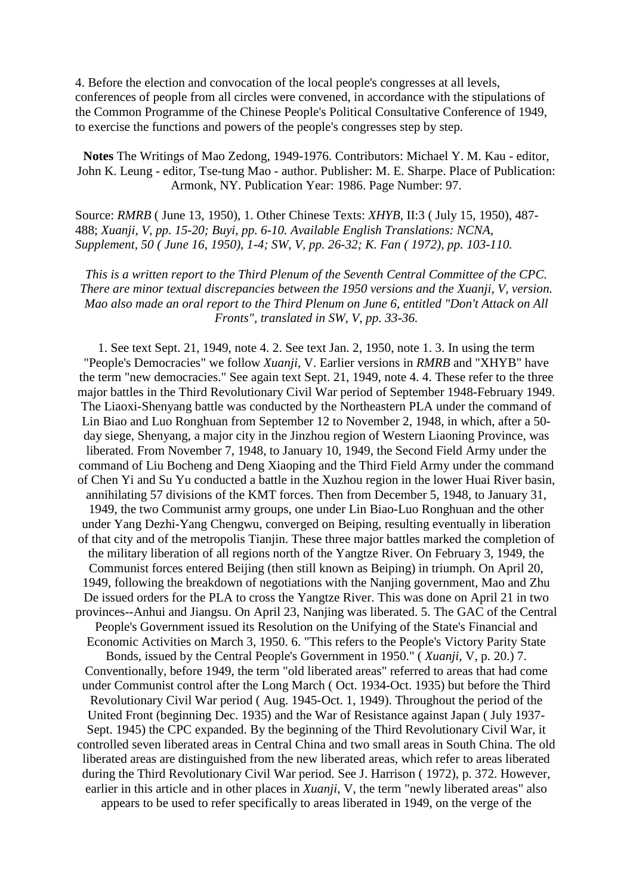4. Before the election and convocation of the local people's congresses at all levels, conferences of people from all circles were convened, in accordance with the stipulations of the Common Programme of the Chinese People's Political Consultative Conference of 1949, to exercise the functions and powers of the people's congresses step by step.

**Notes** The Writings of Mao Zedong, 1949-1976. Contributors: Michael Y. M. Kau - editor, John K. Leung - editor, Tse-tung Mao - author. Publisher: M. E. Sharpe. Place of Publication: Armonk, NY. Publication Year: 1986. Page Number: 97.

Source: *RMRB* ( June 13, 1950), 1. Other Chinese Texts: *XHYB*, II:3 ( July 15, 1950), 487-488; *Xuanji, V, pp. 15-20; Buyi, pp. 6-10. Available English Translations: NCNA, Supplement, 50 ( June 16, 1950), 1-4; SW, V, pp. 26-32; K. Fan ( 1972), pp. 103-110.*

*This is a written report to the Third Plenum of the Seventh Central Committee of the CPC. There are minor textual discrepancies between the 1950 versions and the Xuanji, V, version. Mao also made an oral report to the Third Plenum on June 6, entitled "Don't Attack on All Fronts", translated in SW, V, pp. 33-36.*

1. See text Sept. 21, 1949, note 4. 2. See text Jan. 2, 1950, note 1. 3. In using the term "People's Democracies" we follow *Xuanji*, V. Earlier versions in *RMRB* and "XHYB" have the term "new democracies." See again text Sept. 21, 1949, note 4. 4. These refer to the three major battles in the Third Revolutionary Civil War period of September 1948-February 1949. The Liaoxi-Shenyang battle was conducted by the Northeastern PLA under the command of Lin Biao and Luo Ronghuan from September 12 to November 2, 1948, in which, after a 50-day siege, Shenyang, a major city in the Jinzhou region of Western Liaoning Province, was liberated. From November 7, 1948, to January 10, 1949, the Second Field Army under the command of Liu Bocheng and Deng Xiaoping and the Third Field Army under the command of Chen Yi and Su Yu conducted a battle in the Xuzhou region in the lower Huai River basin, annihilating 57 divisions of the KMT forces. Then from December 5, 1948, to January 31, 1949, the two Communist army groups, one under Lin Biao-Luo Ronghuan and the other under Yang Dezhi-Yang Chengwu, converged on Beiping, resulting eventually in liberation of that city and of the metropolis Tianjin. These three major battles marked the completion of the military liberation of all regions north of the Yangtze River. On February 3, 1949, the Communist forces entered Beijing (then still known as Beiping) in triumph. On April 20, 1949, following the breakdown of negotiations with the Nanjing government, Mao and Zhu De issued orders for the PLA to cross the Yangtze River. This was done on April 21 in two provinces--Anhui and Jiangsu. On April 23, Nanjing was liberated. 5. The GAC of the Central People's Government issued its Resolution on the Unifying of the State's Financial and Economic Activities on March 3, 1950. 6. "This refers to the People's Victory Parity State Bonds, issued by the Central People's Government in 1950." ( *Xuanji*, V, p. 20.) 7. Conventionally, before 1949, the term "old liberated areas" referred to areas that had come under Communist control after the Long March ( Oct. 1934-Oct. 1935) but before the Third Revolutionary Civil War period ( Aug. 1945-Oct. 1, 1949). Throughout the period of the United Front (beginning Dec. 1935) and the War of Resistance against Japan ( July 1937-Sept. 1945) the CPC expanded. By the beginning of the Third Revolutionary Civil War, it controlled seven liberated areas in Central China and two small areas in South China. The old liberated areas are distinguished from the new liberated areas, which refer to areas liberated during the Third Revolutionary Civil War period. See J. Harrison ( 1972), p. 372. However, earlier in this article and in other places in *Xuanji*, V, the term "newly liberated areas" also appears to be used to refer specifically to areas liberated in 1949, on the verge of the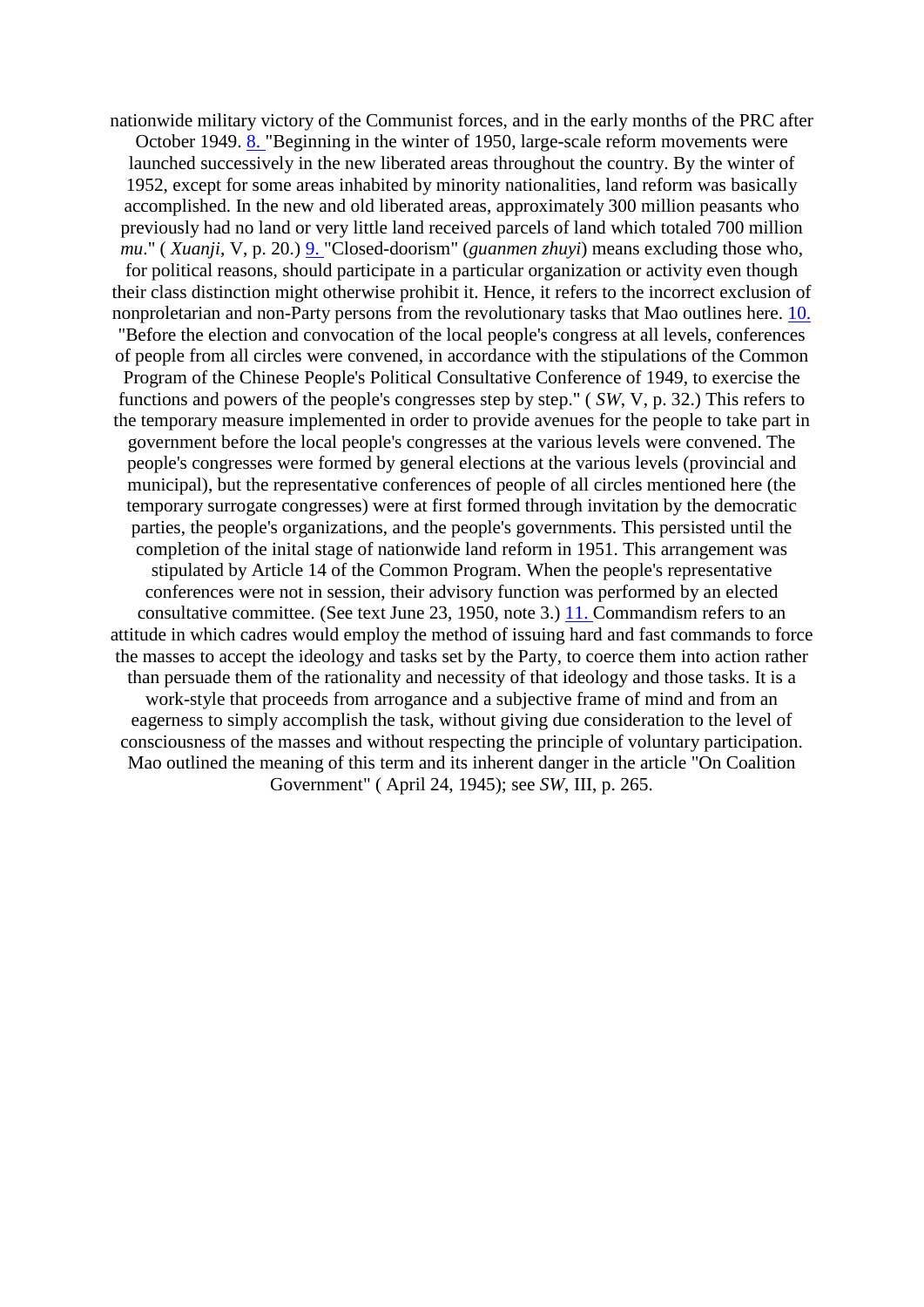nationwide military victory of the Communist forces, and in the early months of the PRC after October 1949.

8. "Beginning in the winter of 1950, large-scale reform movements were launched successively in the new liberated areas throughout the country. By the winter of 1952, except for some areas inhabited by minority nationalities, land reform was basically accomplished. In the new and old liberated areas, approximately 300 million peasants who previously had no land or very little land received parcels of land which totaled 700 million *mu*." ( *Xuanji*, V, p. 20.)

9. "Closed-doorism" (*guanmen zhuyi*) means excluding those who, for political reasons, should participate in a particular organization or activity even though their class distinction might otherwise prohibit it. Hence, it refers to the incorrect exclusion of nonproletarian and non-Party persons from the revolutionary tasks that Mao outlines here.

10. "Before the election and convocation of the local people's congress at all levels, conferences of people from all circles were convened, in accordance with the stipulations of the Common Program of the Chinese People's Political Consultative Conference of 1949, to exercise the functions and powers of the people's congresses step by step." ( *SW*, V, p. 32.) This refers to the temporary measure implemented in order to provide avenues for the people to take part in government before the local people's congresses at the various levels were convened. The people's congresses were formed by general elections at the various levels (provincial and municipal), but the representative conferences of people of all circles mentioned here (the temporary surrogate congresses) were at first formed through invitation by the democratic parties, the people's organizations, and the people's governments. This persisted until the completion of the inital stage of nationwide land reform in 1951. This arrangement was stipulated by Article 14 of the Common Program. When the people's representative conferences were not in session, their advisory function was performed by an elected consultative committee. (See text June 23, 1950, note 3.)

11. Commandism refers to an attitude in which cadres would employ the method of issuing hard and fast commands to force the masses to accept the ideology and tasks set by the Party, to coerce them into action rather than persuade them of the rationality and necessity of that ideology and those tasks. It is a work-style that proceeds from arrogance and a subjective frame of mind and from an eagerness to simply accomplish the task, without giving due consideration to the level of consciousness of the masses and without respecting the principle of voluntary participation. Mao outlined the meaning of this term and its inherent danger in the article "On Coalition Government" ( April 24, 1945); see *SW*, III, p. 265.